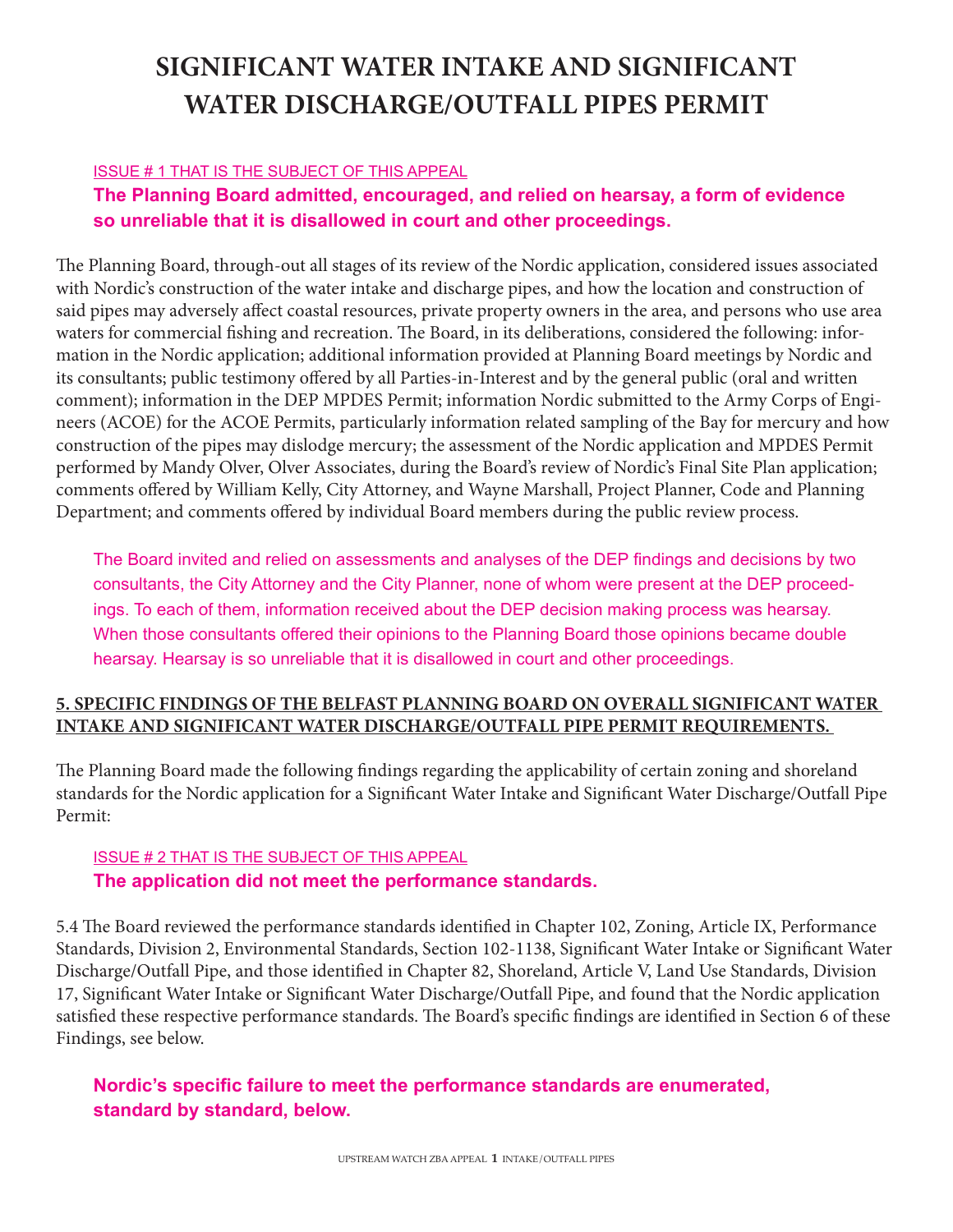# SIGNIFICANT WATER INTAKE AND SIGNIFICANT WATER DISCHARGE/OUTFALL PIPES PERMIT

ISSUE # 1 THAT IS THE SUBJECT OF THIS APPEAL

**The Planning Board admitted, encouraged, and relied on hearsay, a form of evidence so unreliable that it is disallowed in court and other proceedings.**

The Planning Board, through-out all stages of its review of the Nordic application, considered issues associated with Nordic's construction of the water intake and discharge pipes, and how the location and construction of said pipes may adversely affect coastal resources, private property owners in the area, and persons who use area waters for commercial fishing and recreation. The Board, in its deliberations, considered the following: information in the Nordic application; additional information provided at Planning Board meetings by Nordic and its consultants; public testimony offered by all Parties-in-Interest and by the general public (oral and written comment); information in the DEP MPDES Permit; information Nordic submitted to the Army Corps of Engineers (ACOE) for the ACOE Permits, particularly information related sampling of the Bay for mercury and how construction of the pipes may dislodge mercury; the assessment of the Nordic application and MPDES Permit performed by Mandy Olver, Olver Associates, during the Board's review of Nordic's Final Site Plan application; comments offered by William Kelly, City Attorney, and Wayne Marshall, Project Planner, Code and Planning Department; and comments offered by individual Board members during the public review process.

The Board invited and relied on assessments and analyses of the DEP findings and decisions by two consultants, the City Attorney and the City Planner, none of whom were present at the DEP proceedings. To each of them, information received about the DEP decision making process was hearsay. When those consultants offered their opinions to the Planning Board those opinions became double hearsay. Hearsay is so unreliable that it is disallowed in court and other proceedings.

**5. SPECIFIC FINDINGS OF THE BELFAST PLANNING BOARD ON OVERALL SIGNIFICANT WATER INTAKE AND SIGNIFICANT WATER DISCHARGE/OUTFALL PIPE PERMIT REQUIREMENTS.**

The Planning Board made the following findings regarding the applicability of certain zoning and shoreland standards for the Nordic application for a Significant Water Intake and Significant Water Discharge/Outfall Pipe Permit:

ISSUE # 2 THAT IS THE SUBJECT OF THIS APPEAL

**The application did not meet the performance standards.**

5.4 The Board reviewed the performance standards identified in Chapter 102, Zoning, Article IX, Performance Standards, Division 2, Environmental Standards, Section 102-1138, Significant Water Intake or Significant Water Discharge/Outfall Pipe, and those identified in Chapter 82, Shoreland, Article V, Land Use Standards, Division 17, Significant Water Intake or Significant Water Discharge/Outfall Pipe, and found that the Nordic application satisfied these respective performance standards. The Board's specific findings are identified in Section 6 of these Findings, see below.

**Nordic's specific failure to meet the performance standards are enumerated, standard by standard, below.**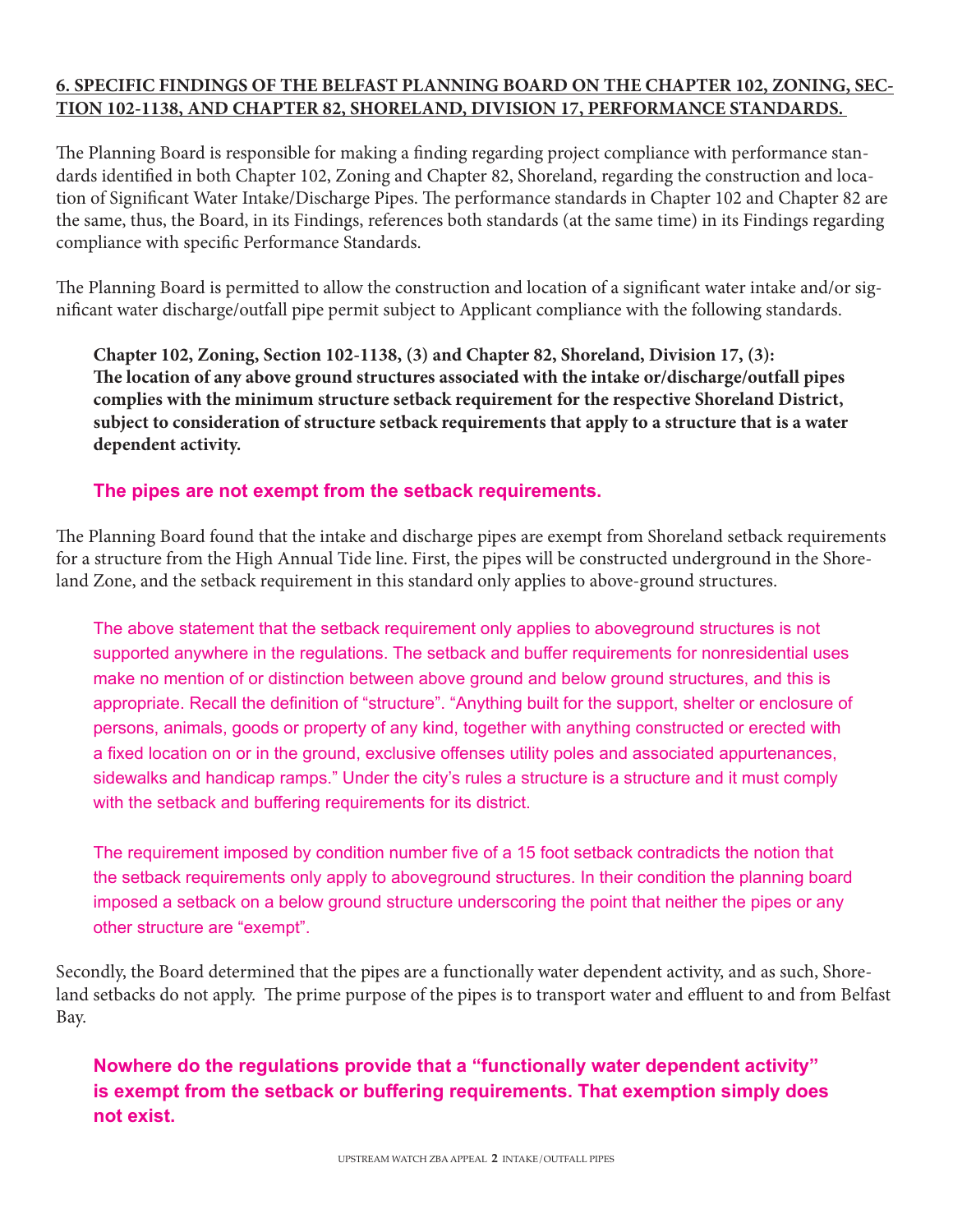**6. SPECIFIC FINDINGS OF THE BELFAST PLANNING BOARD ON THE CHAPTER 102, ZONING, SECTION 102-1138, AND CHAPTER 82, SHORELAND, DIVISION 17, PERFORMANCE STANDARDS.**

The Planning Board is responsible for making a finding regarding project compliance with performance standards identified in both Chapter 102, Zoning and Chapter 82, Shoreland, regarding the construction and location of Significant Water Intake/Discharge Pipes. The performance standards in Chapter 102 and Chapter 82 are the same, thus, the Board, in its Findings, references both standards (at the same time) in its Findings regarding compliance with specific Performance Standards.

The Planning Board is permitted to allow the construction and location of a significant water intake and/or significant water discharge/outfall pipe permit subject to Applicant compliance with the following standards.

> **Chapter 102, Zoning, Section 102-1138, (3) and Chapter 82, Shoreland, Division 17, (3): The location of any above ground structures associated with the intake or/discharge/outfall pipes complies with the minimum structure setback requirement for the respective Shoreland District, subject to consideration of structure setback requirements that apply to a structure that is a water dependent activity.**

> **The pipes are not exempt from the setback requirements.**

The Planning Board found that the intake and discharge pipes are exempt from Shoreland setback requirements for a structure from the High Annual Tide line. First, the pipes will be constructed underground in the Shoreland Zone, and the setback requirement in this standard only applies to above-ground structures.

> The above statement that the setback requirement only applies to aboveground structures is not supported anywhere in the regulations. The setback and buffer requirements for nonresidential uses make no mention of or distinction between above ground and below ground structures, and this is appropriate. Recall the definition of "structure". "Anything built for the support, shelter or enclosure of persons, animals, goods or property of any kind, together with anything constructed or erected with a fixed location on or in the ground, exclusive offenses utility poles and associated appurtenances, sidewalks and handicap ramps." Under the city's rules a structure is a structure and it must comply with the setback and buffering requirements for its district.
>
> The requirement imposed by condition number five of a 15 foot setback contradicts the notion that the setback requirements only apply to aboveground structures. In their condition the planning board imposed a setback on a below ground structure underscoring the point that neither the pipes or any other structure are "exempt".

Secondly, the Board determined that the pipes are a functionally water dependent activity, and as such, Shoreland setbacks do not apply. The prime purpose of the pipes is to transport water and effluent to and from Belfast Bay.

> **Nowhere do the regulations provide that a "functionally water dependent activity" is exempt from the setback or buffering requirements. That exemption simply does not exist.**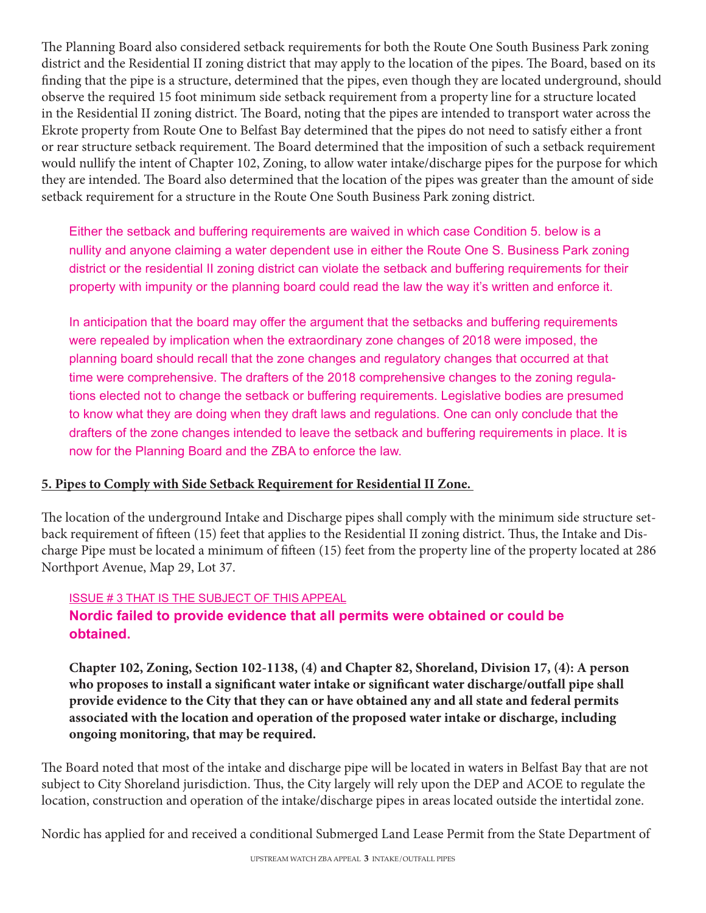The Planning Board also considered setback requirements for both the Route One South Business Park zoning district and the Residential II zoning district that may apply to the location of the pipes. The Board, based on its finding that the pipe is a structure, determined that the pipes, even though they are located underground, should observe the required 15 foot minimum side setback requirement from a property line for a structure located in the Residential II zoning district. The Board, noting that the pipes are intended to transport water across the Ekrote property from Route One to Belfast Bay determined that the pipes do not need to satisfy either a front or rear structure setback requirement. The Board determined that the imposition of such a setback requirement would nullify the intent of Chapter 102, Zoning, to allow water intake/discharge pipes for the purpose for which they are intended. The Board also determined that the location of the pipes was greater than the amount of side setback requirement for a structure in the Route One South Business Park zoning district.

Either the setback and buffering requirements are waived in which case Condition 5. below is a nullity and anyone claiming a water dependent use in either the Route One S. Business Park zoning district or the residential II zoning district can violate the setback and buffering requirements for their property with impunity or the planning board could read the law the way it's written and enforce it.

In anticipation that the board may offer the argument that the setbacks and buffering requirements were repealed by implication when the extraordinary zone changes of 2018 were imposed, the planning board should recall that the zone changes and regulatory changes that occurred at that time were comprehensive. The drafters of the 2018 comprehensive changes to the zoning regulations elected not to change the setback or buffering requirements. Legislative bodies are presumed to know what they are doing when they draft laws and regulations. One can only conclude that the drafters of the zone changes intended to leave the setback and buffering requirements in place. It is now for the Planning Board and the ZBA to enforce the law.

**5. Pipes to Comply with Side Setback Requirement for Residential II Zone.**

The location of the underground Intake and Discharge pipes shall comply with the minimum side structure setback requirement of fifteen (15) feet that applies to the Residential II zoning district. Thus, the Intake and Discharge Pipe must be located a minimum of fifteen (15) feet from the property line of the property located at 286 Northport Avenue, Map 29, Lot 37.

ISSUE # 3 THAT IS THE SUBJECT OF THIS APPEAL

**Nordic failed to provide evidence that all permits were obtained or could be obtained.**

**Chapter 102, Zoning, Section 102-1138, (4) and Chapter 82, Shoreland, Division 17, (4): A person who proposes to install a significant water intake or significant water discharge/outfall pipe shall provide evidence to the City that they can or have obtained any and all state and federal permits associated with the location and operation of the proposed water intake or discharge, including ongoing monitoring, that may be required.**

The Board noted that most of the intake and discharge pipe will be located in waters in Belfast Bay that are not subject to City Shoreland jurisdiction. Thus, the City largely will rely upon the DEP and ACOE to regulate the location, construction and operation of the intake/discharge pipes in areas located outside the intertidal zone.

Nordic has applied for and received a conditional Submerged Land Lease Permit from the State Department of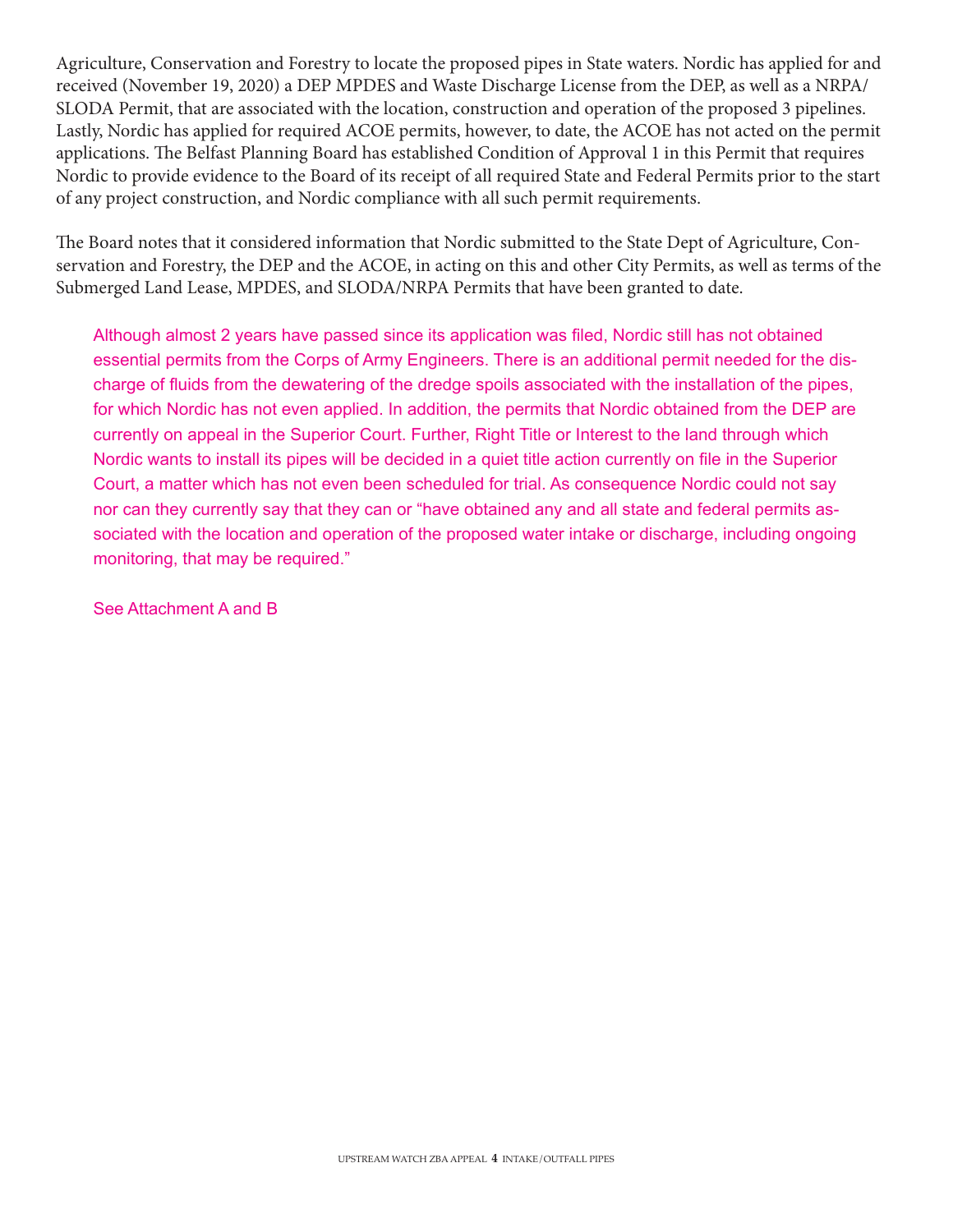Agriculture, Conservation and Forestry to locate the proposed pipes in State waters. Nordic has applied for and received (November 19, 2020) a DEP MPDES and Waste Discharge License from the DEP, as well as a NRPA/SLODA Permit, that are associated with the location, construction and operation of the proposed 3 pipelines. Lastly, Nordic has applied for required ACOE permits, however, to date, the ACOE has not acted on the permit applications. The Belfast Planning Board has established Condition of Approval 1 in this Permit that requires Nordic to provide evidence to the Board of its receipt of all required State and Federal Permits prior to the start of any project construction, and Nordic compliance with all such permit requirements.

The Board notes that it considered information that Nordic submitted to the State Dept of Agriculture, Conservation and Forestry, the DEP and the ACOE, in acting on this and other City Permits, as well as terms of the Submerged Land Lease, MPDES, and SLODA/NRPA Permits that have been granted to date.

Although almost 2 years have passed since its application was filed, Nordic still has not obtained essential permits from the Corps of Army Engineers. There is an additional permit needed for the discharge of fluids from the dewatering of the dredge spoils associated with the installation of the pipes, for which Nordic has not even applied. In addition, the permits that Nordic obtained from the DEP are currently on appeal in the Superior Court. Further, Right Title or Interest to the land through which Nordic wants to install its pipes will be decided in a quiet title action currently on file in the Superior Court, a matter which has not even been scheduled for trial. As consequence Nordic could not say nor can they currently say that they can or "have obtained any and all state and federal permits associated with the location and operation of the proposed water intake or discharge, including ongoing monitoring, that may be required."

See Attachment A and B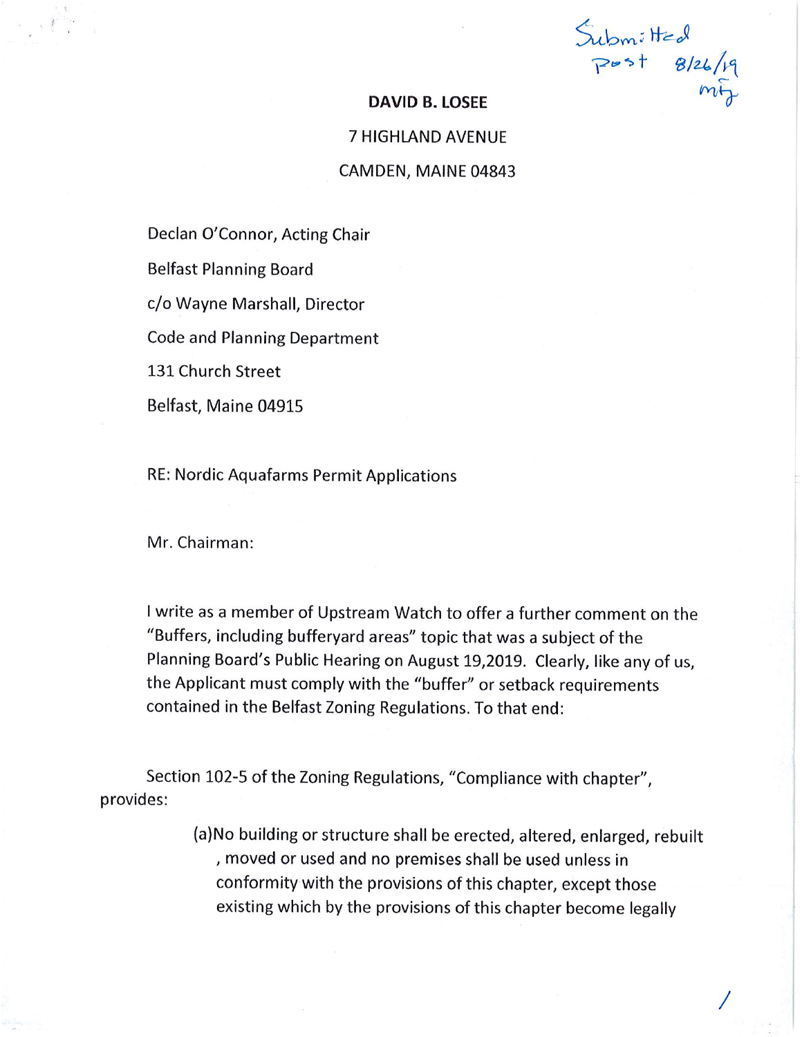Submitted
Post 8/26/19
mj

**DAVID B. LOSEE**

7 HIGHLAND AVENUE

CAMDEN, MAINE 04843

Declan O'Connor, Acting Chair

Belfast Planning Board

c/o Wayne Marshall, Director

Code and Planning Department

131 Church Street

Belfast, Maine 04915

RE: Nordic Aquafarms Permit Applications

Mr. Chairman:

I write as a member of Upstream Watch to offer a further comment on the "Buffers, including bufferyard areas" topic that was a subject of the Planning Board's Public Hearing on August 19,2019. Clearly, like any of us, the Applicant must comply with the "buffer" or setback requirements contained in the Belfast Zoning Regulations. To that end:

Section 102-5 of the Zoning Regulations, "Compliance with chapter", provides:

> (a)No building or structure shall be erected, altered, enlarged, rebuilt , moved or used and no premises shall be used unless in conformity with the provisions of this chapter, except those existing which by the provisions of this chapter become legally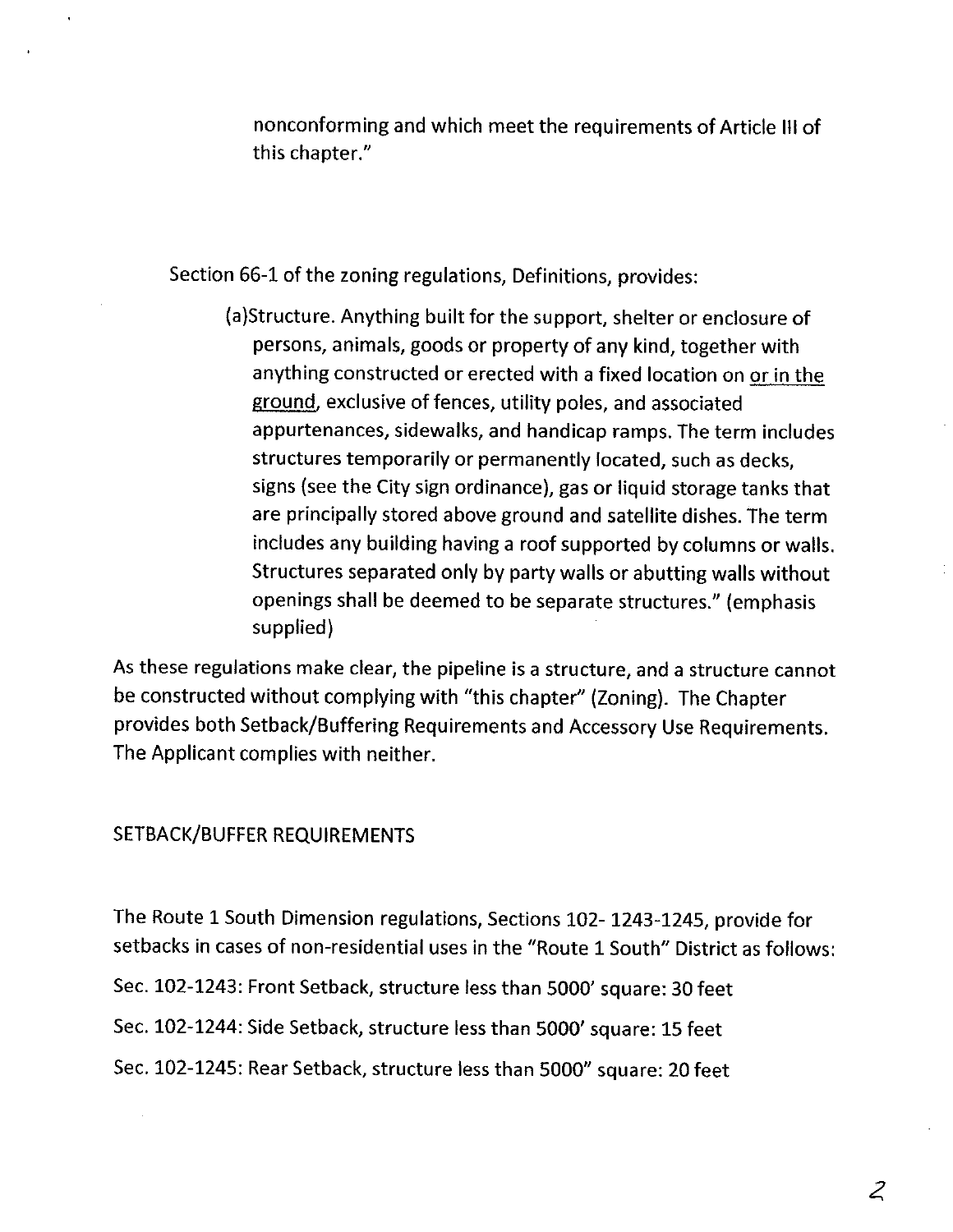nonconforming and which meet the requirements of Article III of this chapter."

Section 66-1 of the zoning regulations, Definitions, provides:

> (a)Structure. Anything built for the support, shelter or enclosure of persons, animals, goods or property of any kind, together with anything constructed or erected with a fixed location on <u>or in the ground</u>, exclusive of fences, utility poles, and associated appurtenances, sidewalks, and handicap ramps. The term includes structures temporarily or permanently located, such as decks, signs (see the City sign ordinance), gas or liquid storage tanks that are principally stored above ground and satellite dishes. The term includes any building having a roof supported by columns or walls. Structures separated only by party walls or abutting walls without openings shall be deemed to be separate structures." (emphasis supplied)

As these regulations make clear, the pipeline is a structure, and a structure cannot be constructed without complying with "this chapter" (Zoning). The Chapter provides both Setback/Buffering Requirements and Accessory Use Requirements. The Applicant complies with neither.

SETBACK/BUFFER REQUIREMENTS

The Route 1 South Dimension regulations, Sections 102- 1243-1245, provide for setbacks in cases of non-residential uses in the "Route 1 South" District as follows:

Sec. 102-1243: Front Setback, structure less than 5000' square: 30 feet

Sec. 102-1244: Side Setback, structure less than 5000' square: 15 feet

Sec. 102-1245: Rear Setback, structure less than 5000" square: 20 feet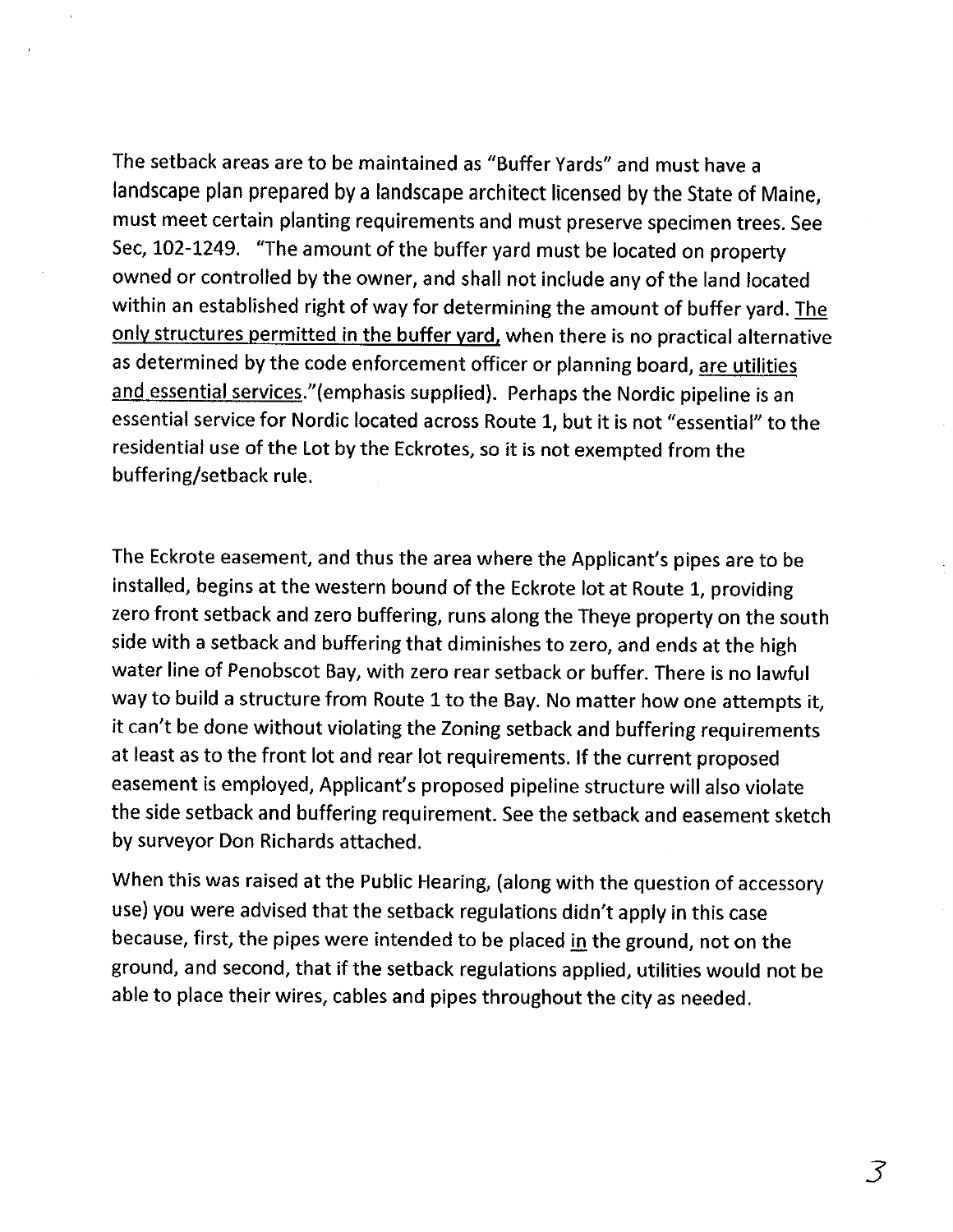The setback areas are to be maintained as "Buffer Yards" and must have a landscape plan prepared by a landscape architect licensed by the State of Maine, must meet certain planting requirements and must preserve specimen trees. See Sec, 102-1249. "The amount of the buffer yard must be located on property owned or controlled by the owner, and shall not include any of the land located within an established right of way for determining the amount of buffer yard. <u>The only structures permitted in the buffer yard,</u> when there is no practical alternative as determined by the code enforcement officer or planning board, <u>are utilities and essential services</u>."(emphasis supplied). Perhaps the Nordic pipeline is an essential service for Nordic located across Route 1, but it is not "essential" to the residential use of the Lot by the Eckrotes, so it is not exempted from the buffering/setback rule.

The Eckrote easement, and thus the area where the Applicant's pipes are to be installed, begins at the western bound of the Eckrote lot at Route 1, providing zero front setback and zero buffering, runs along the Theye property on the south side with a setback and buffering that diminishes to zero, and ends at the high water line of Penobscot Bay, with zero rear setback or buffer. There is no lawful way to build a structure from Route 1 to the Bay. No matter how one attempts it, it can't be done without violating the Zoning setback and buffering requirements at least as to the front lot and rear lot requirements. If the current proposed easement is employed, Applicant's proposed pipeline structure will also violate the side setback and buffering requirement. See the setback and easement sketch by surveyor Don Richards attached.

When this was raised at the Public Hearing, (along with the question of accessory use) you were advised that the setback regulations didn't apply in this case because, first, the pipes were intended to be placed <u>in</u> the ground, not on the ground, and second, that if the setback regulations applied, utilities would not be able to place their wires, cables and pipes throughout the city as needed.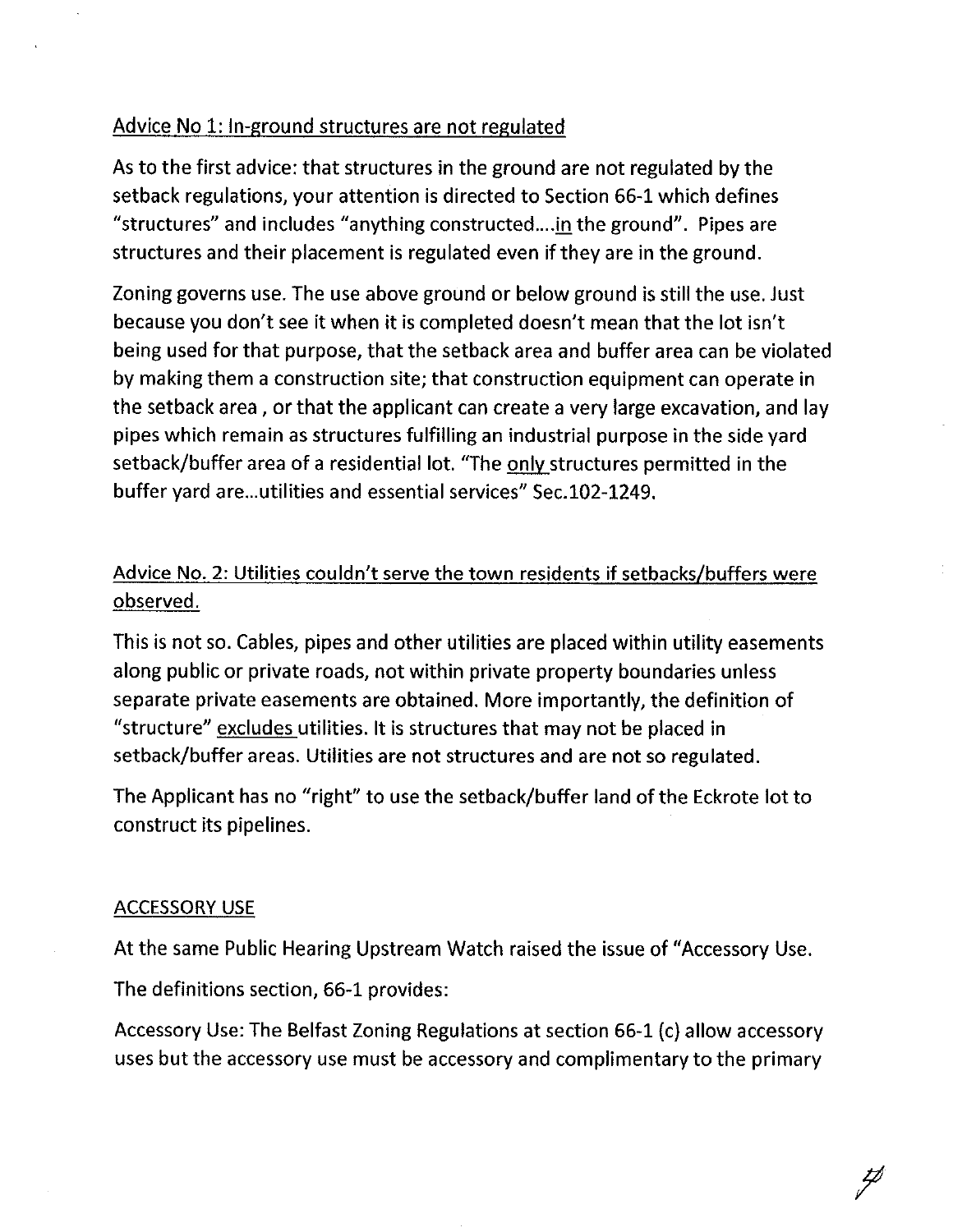Advice No 1: In-ground structures are not regulated

As to the first advice: that structures in the ground are not regulated by the setback regulations, your attention is directed to Section 66-1 which defines "structures" and includes "anything constructed....in the ground". Pipes are structures and their placement is regulated even if they are in the ground.

Zoning governs use. The use above ground or below ground is still the use. Just because you don't see it when it is completed doesn't mean that the lot isn't being used for that purpose, that the setback area and buffer area can be violated by making them a construction site; that construction equipment can operate in the setback area , or that the applicant can create a very large excavation, and lay pipes which remain as structures fulfilling an industrial purpose in the side yard setback/buffer area of a residential lot. "The only structures permitted in the buffer yard are...utilities and essential services" Sec.102-1249.

Advice No. 2: Utilities couldn't serve the town residents if setbacks/buffers were observed.

This is not so. Cables, pipes and other utilities are placed within utility easements along public or private roads, not within private property boundaries unless separate private easements are obtained. More importantly, the definition of "structure" excludes utilities. It is structures that may not be placed in setback/buffer areas. Utilities are not structures and are not so regulated.

The Applicant has no "right" to use the setback/buffer land of the Eckrote lot to construct its pipelines.

ACCESSORY USE

At the same Public Hearing Upstream Watch raised the issue of "Accessory Use.

The definitions section, 66-1 provides:

Accessory Use: The Belfast Zoning Regulations at section 66-1 (c) allow accessory uses but the accessory use must be accessory and complimentary to the primary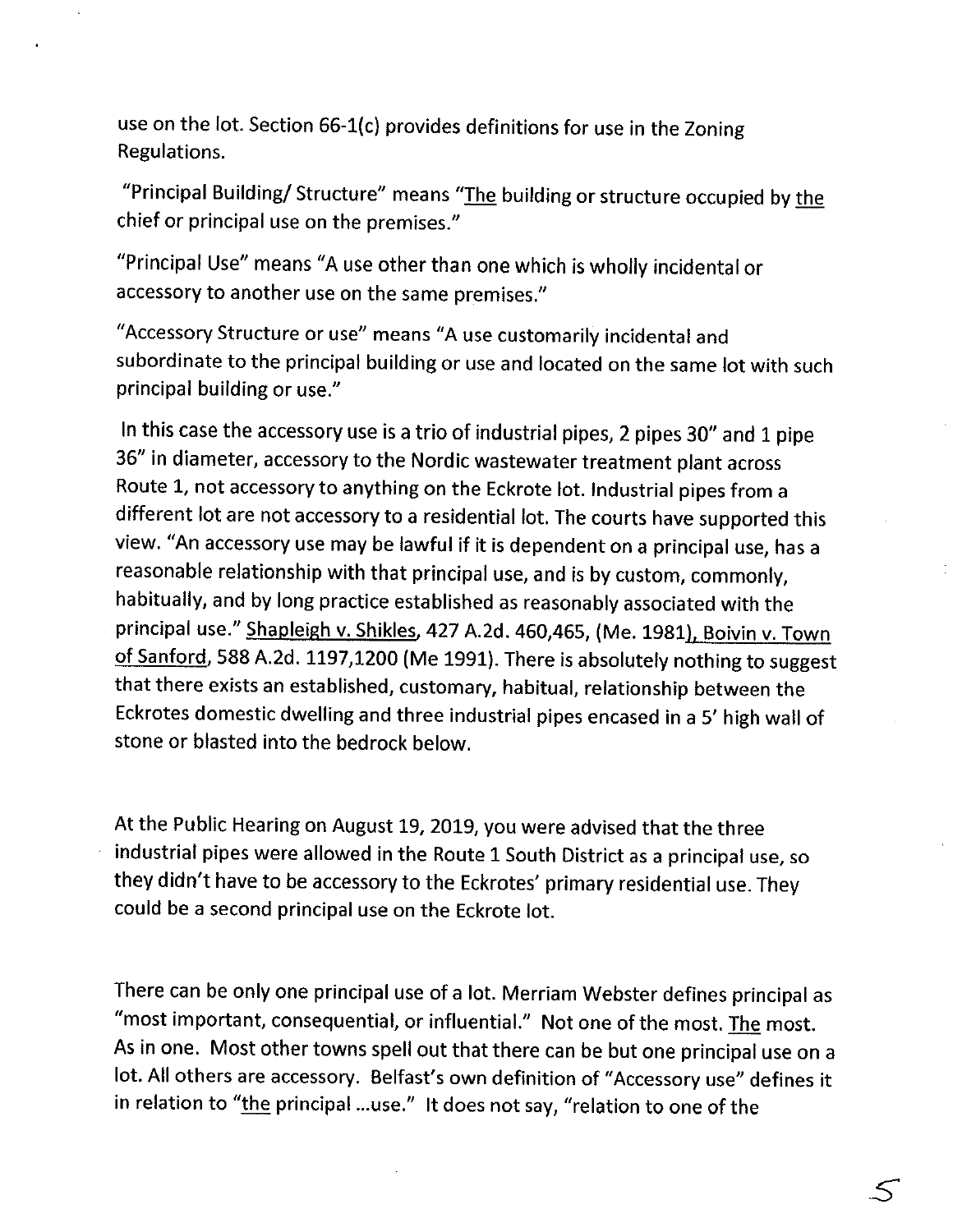use on the lot. Section 66-1(c) provides definitions for use in the Zoning Regulations.

"Principal Building/ Structure" means "The building or structure occupied by the chief or principal use on the premises."

"Principal Use" means "A use other than one which is wholly incidental or accessory to another use on the same premises."

"Accessory Structure or use" means "A use customarily incidental and subordinate to the principal building or use and located on the same lot with such principal building or use."

In this case the accessory use is a trio of industrial pipes, 2 pipes 30" and 1 pipe 36" in diameter, accessory to the Nordic wastewater treatment plant across Route 1, not accessory to anything on the Eckrote lot. Industrial pipes from a different lot are not accessory to a residential lot. The courts have supported this view. "An accessory use may be lawful if it is dependent on a principal use, has a reasonable relationship with that principal use, and is by custom, commonly, habitually, and by long practice established as reasonably associated with the principal use." Shapleigh v. Shikles, 427 A.2d. 460,465, (Me. 1981), Boivin v. Town of Sanford, 588 A.2d. 1197,1200 (Me 1991). There is absolutely nothing to suggest that there exists an established, customary, habitual, relationship between the Eckrotes domestic dwelling and three industrial pipes encased in a 5' high wall of stone or blasted into the bedrock below.

At the Public Hearing on August 19, 2019, you were advised that the three industrial pipes were allowed in the Route 1 South District as a principal use, so they didn't have to be accessory to the Eckrotes' primary residential use. They could be a second principal use on the Eckrote lot.

There can be only one principal use of a lot. Merriam Webster defines principal as "most important, consequential, or influential." Not one of the most. The most. As in one. Most other towns spell out that there can be but one principal use on a lot. All others are accessory. Belfast's own definition of "Accessory use" defines it in relation to "the principal ...use." It does not say, "relation to one of the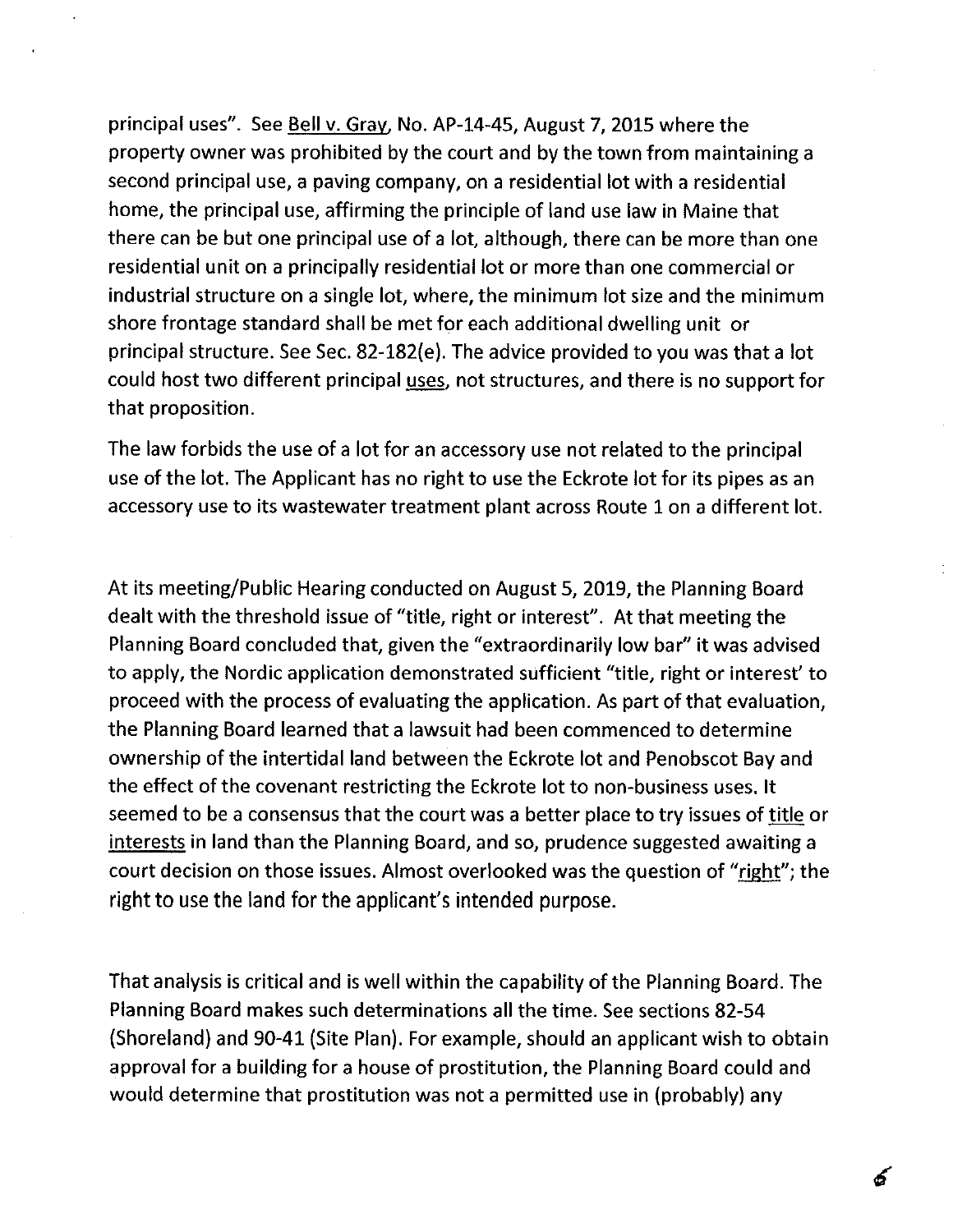principal uses". See Bell v. Gray, No. AP-14-45, August 7, 2015 where the property owner was prohibited by the court and by the town from maintaining a second principal use, a paving company, on a residential lot with a residential home, the principal use, affirming the principle of land use law in Maine that there can be but one principal use of a lot, although, there can be more than one residential unit on a principally residential lot or more than one commercial or industrial structure on a single lot, where, the minimum lot size and the minimum shore frontage standard shall be met for each additional dwelling unit or principal structure. See Sec. 82-182(e). The advice provided to you was that a lot could host two different principal uses, not structures, and there is no support for that proposition.

The law forbids the use of a lot for an accessory use not related to the principal use of the lot. The Applicant has no right to use the Eckrote lot for its pipes as an accessory use to its wastewater treatment plant across Route 1 on a different lot.

At its meeting/Public Hearing conducted on August 5, 2019, the Planning Board dealt with the threshold issue of "title, right or interest". At that meeting the Planning Board concluded that, given the "extraordinarily low bar" it was advised to apply, the Nordic application demonstrated sufficient "title, right or interest' to proceed with the process of evaluating the application. As part of that evaluation, the Planning Board learned that a lawsuit had been commenced to determine ownership of the intertidal land between the Eckrote lot and Penobscot Bay and the effect of the covenant restricting the Eckrote lot to non-business uses. It seemed to be a consensus that the court was a better place to try issues of title or interests in land than the Planning Board, and so, prudence suggested awaiting a court decision on those issues. Almost overlooked was the question of "right"; the right to use the land for the applicant's intended purpose.

That analysis is critical and is well within the capability of the Planning Board. The Planning Board makes such determinations all the time. See sections 82-54 (Shoreland) and 90-41 (Site Plan). For example, should an applicant wish to obtain approval for a building for a house of prostitution, the Planning Board could and would determine that prostitution was not a permitted use in (probably) any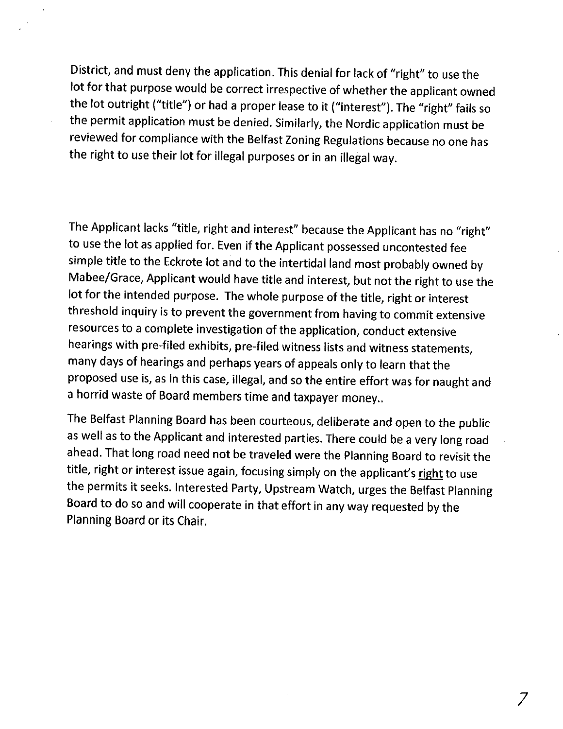District, and must deny the application. This denial for lack of "right" to use the lot for that purpose would be correct irrespective of whether the applicant owned the lot outright ("title") or had a proper lease to it ("interest"). The "right" fails so the permit application must be denied. Similarly, the Nordic application must be reviewed for compliance with the Belfast Zoning Regulations because no one has the right to use their lot for illegal purposes or in an illegal way.

The Applicant lacks "title, right and interest" because the Applicant has no "right" to use the lot as applied for. Even if the Applicant possessed uncontested fee simple title to the Eckrote lot and to the intertidal land most probably owned by Mabee/Grace, Applicant would have title and interest, but not the right to use the lot for the intended purpose. The whole purpose of the title, right or interest threshold inquiry is to prevent the government from having to commit extensive resources to a complete investigation of the application, conduct extensive hearings with pre-filed exhibits, pre-filed witness lists and witness statements, many days of hearings and perhaps years of appeals only to learn that the proposed use is, as in this case, illegal, and so the entire effort was for naught and a horrid waste of Board members time and taxpayer money..

The Belfast Planning Board has been courteous, deliberate and open to the public as well as to the Applicant and interested parties. There could be a very long road ahead. That long road need not be traveled were the Planning Board to revisit the title, right or interest issue again, focusing simply on the applicant's <u>right</u> to use the permits it seeks. Interested Party, Upstream Watch, urges the Belfast Planning Board to do so and will cooperate in that effort in any way requested by the Planning Board or its Chair.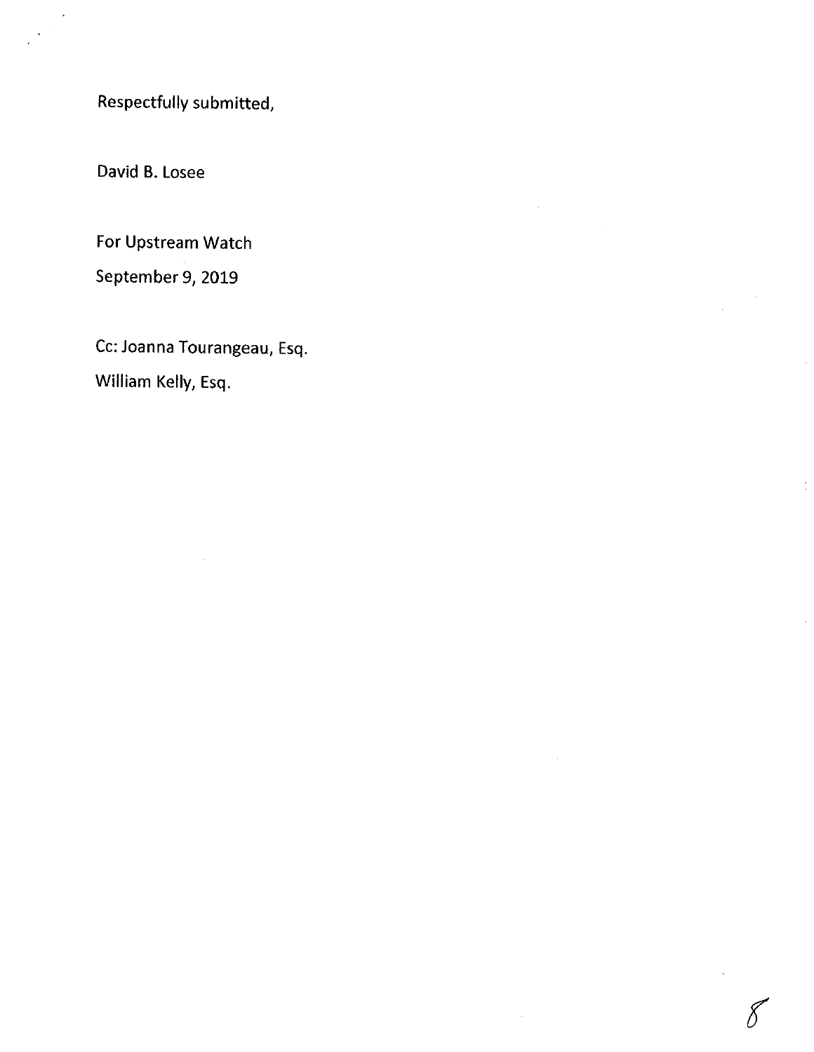Respectfully submitted,

David B. Losee

For Upstream Watch

September 9, 2019

Cc: Joanna Tourangeau, Esq.

William Kelly, Esq.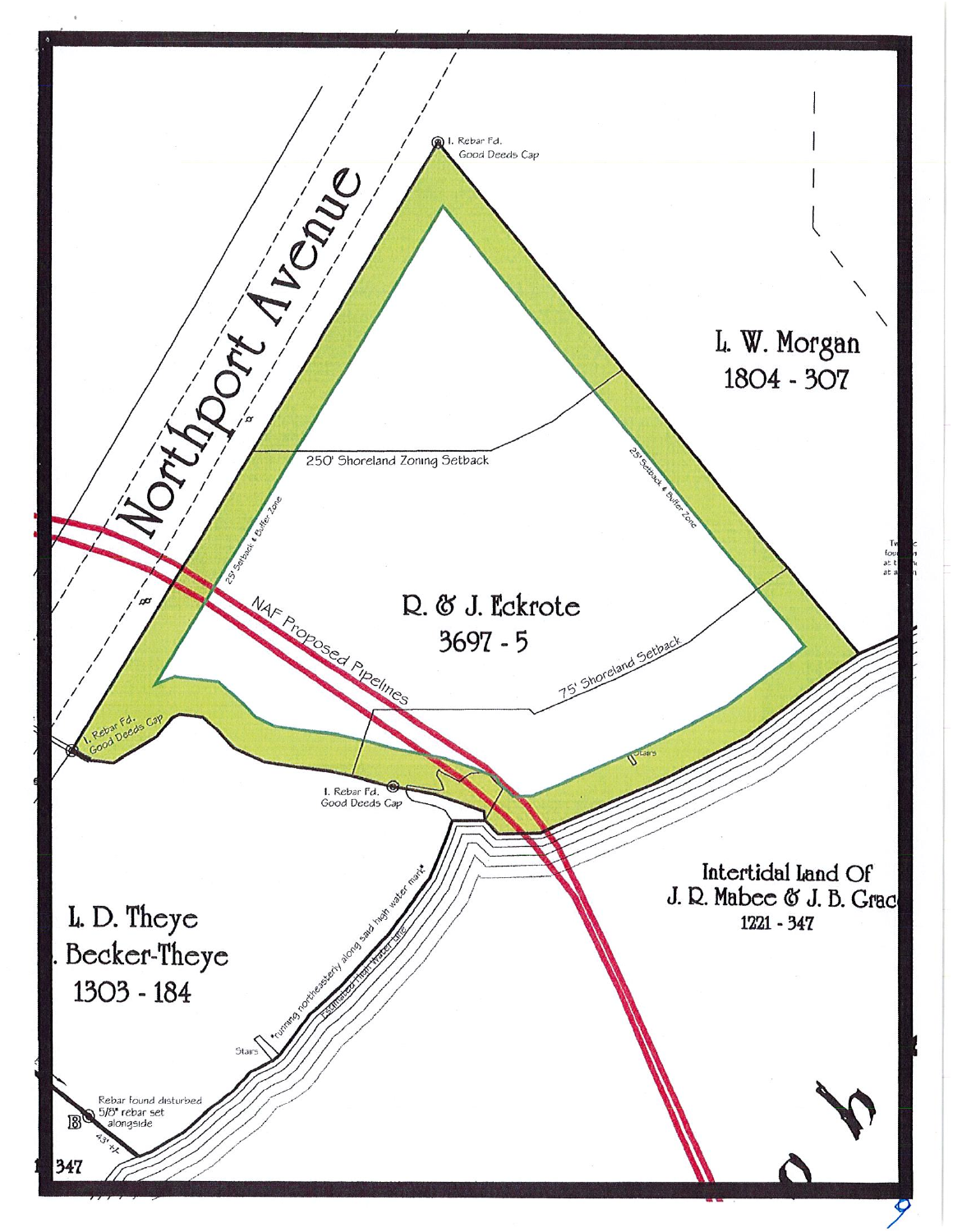Northport Avenue

I. Rebar Fd.
Good Deeds Cap

L. W. Morgan
1804 - 307

250' Shoreland Zoning Setback

25' Setback & Buffer Zone

25' Setback & Buffer Zone

NAF Proposed Pipelines

R. & J. Eckrote
3697 - 5

75' Shoreland Setback

I. Rebar Fd.
Good Deeds Cap

Stairs

I. Rebar Fd.
Good Deeds Cap

Intertidal Land Of
J. R. Mabee & J. B. Grac

1221 - 347

L. D. Theye
. Becker-Theye
1303 - 184

"running northeasterly along said high water mark"

Estimated High Water Line

Stairs

Rebar found disturbed
5/8" rebar set
alongside

43' +/-

347